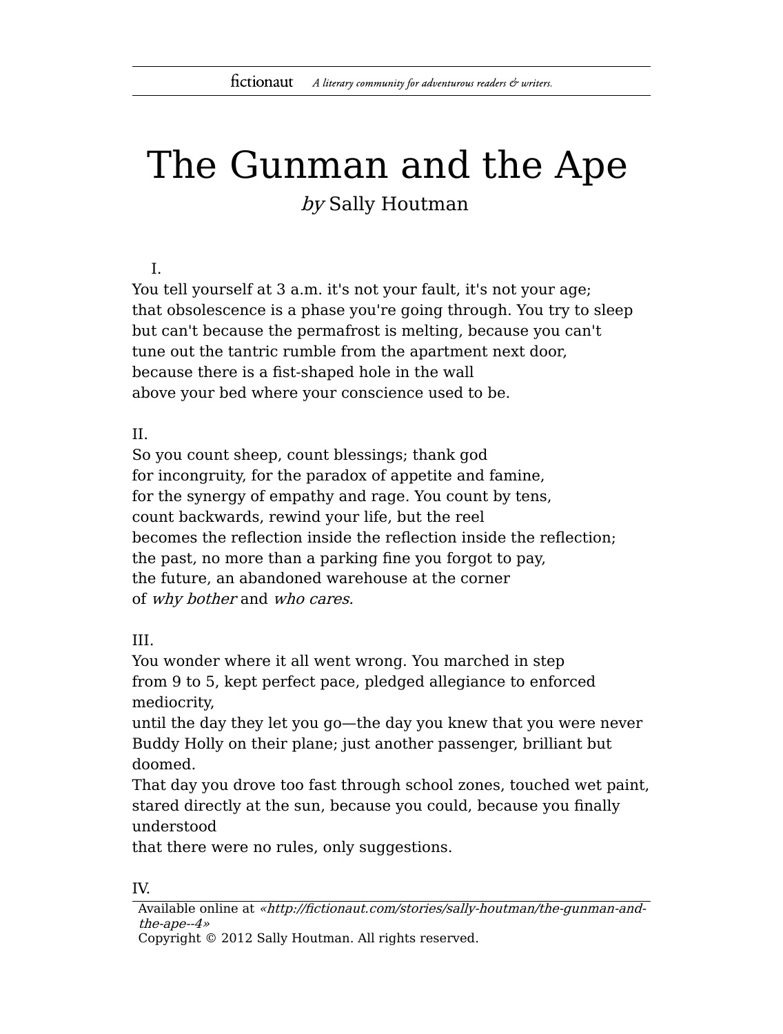# The Gunman and the Ape

*by* Sally Houtman

I.
You tell yourself at 3 a.m. it's not your fault, it's not your age;
that obsolescence is a phase you're going through. You try to sleep
but can't because the permafrost is melting, because you can't
tune out the tantric rumble from the apartment next door,
because there is a fist-shaped hole in the wall
above your bed where your conscience used to be.

II.
So you count sheep, count blessings; thank god
for incongruity, for the paradox of appetite and famine,
for the synergy of empathy and rage. You count by tens,
count backwards, rewind your life, but the reel
becomes the reflection inside the reflection inside the reflection;
the past, no more than a parking fine you forgot to pay,
the future, an abandoned warehouse at the corner
of *why bother* and *who cares.*

III.
You wonder where it all went wrong. You marched in step
from 9 to 5, kept perfect pace, pledged allegiance to enforced mediocrity,
until the day they let you go—the day you knew that you were never
Buddy Holly on their plane; just another passenger, brilliant but doomed.
That day you drove too fast through school zones, touched wet paint,
stared directly at the sun, because you could, because you finally understood
that there were no rules, only suggestions.

IV.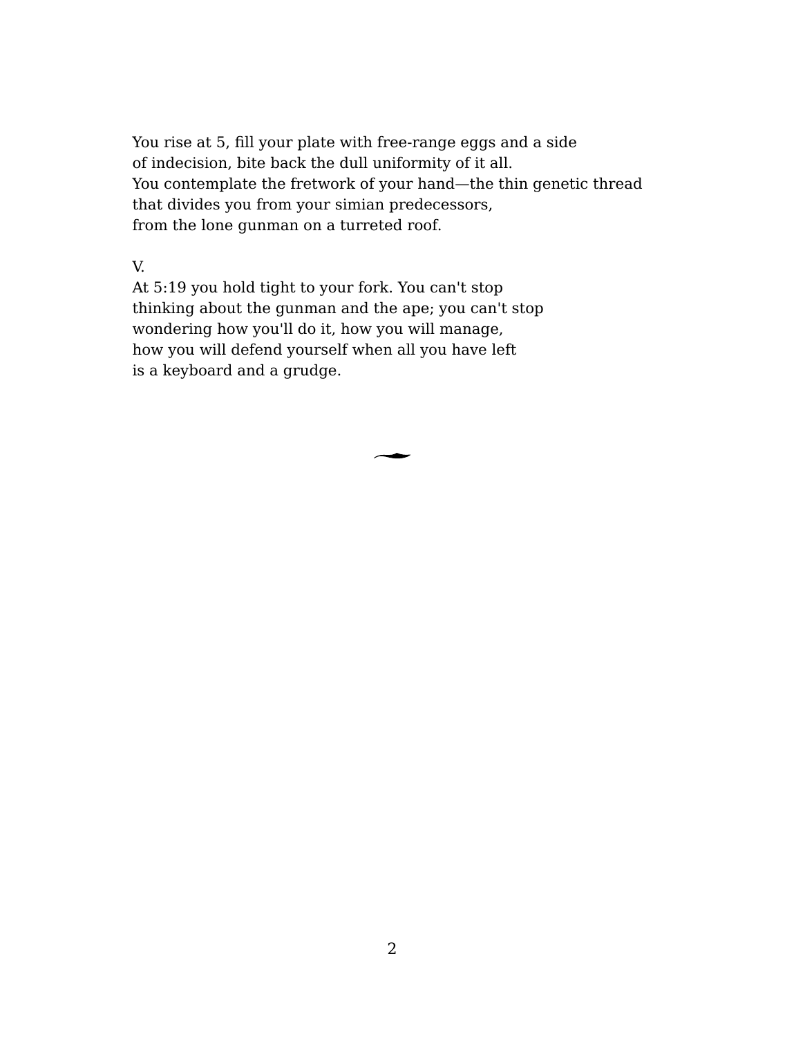You rise at 5, fill your plate with free-range eggs and a side  
of indecision, bite back the dull uniformity of it all.  
You contemplate the fretwork of your hand—the thin genetic thread  
that divides you from your simian predecessors,  
from the lone gunman on a turreted roof.

V.  
At 5:19 you hold tight to your fork. You can't stop  
thinking about the gunman and the ape; you can't stop  
wondering how you'll do it, how you will manage,  
how you will defend yourself when all you have left  
is a keyboard and a grudge.